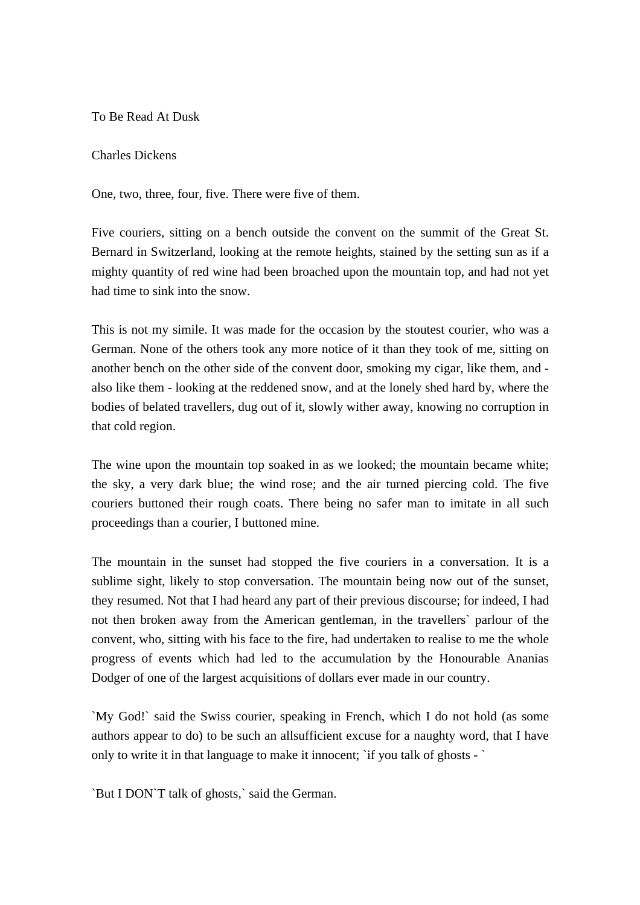# To Be Read At Dusk

Charles Dickens

One, two, three, four, five. There were five of them.

Five couriers, sitting on a bench outside the convent on the summit of the Great St. Bernard in Switzerland, looking at the remote heights, stained by the setting sun as if a mighty quantity of red wine had been broached upon the mountain top, and had not yet had time to sink into the snow.

This is not my simile. It was made for the occasion by the stoutest courier, who was a German. None of the others took any more notice of it than they took of me, sitting on another bench on the other side of the convent door, smoking my cigar, like them, and - also like them - looking at the reddened snow, and at the lonely shed hard by, where the bodies of belated travellers, dug out of it, slowly wither away, knowing no corruption in that cold region.

The wine upon the mountain top soaked in as we looked; the mountain became white; the sky, a very dark blue; the wind rose; and the air turned piercing cold. The five couriers buttoned their rough coats. There being no safer man to imitate in all such proceedings than a courier, I buttoned mine.

The mountain in the sunset had stopped the five couriers in a conversation. It is a sublime sight, likely to stop conversation. The mountain being now out of the sunset, they resumed. Not that I had heard any part of their previous discourse; for indeed, I had not then broken away from the American gentleman, in the travellers` parlour of the convent, who, sitting with his face to the fire, had undertaken to realise to me the whole progress of events which had led to the accumulation by the Honourable Ananias Dodger of one of the largest acquisitions of dollars ever made in our country.

`My God!` said the Swiss courier, speaking in French, which I do not hold (as some authors appear to do) to be such an allsufficient excuse for a naughty word, that I have only to write it in that language to make it innocent; `if you talk of ghosts - `

`But I DON`T talk of ghosts,` said the German.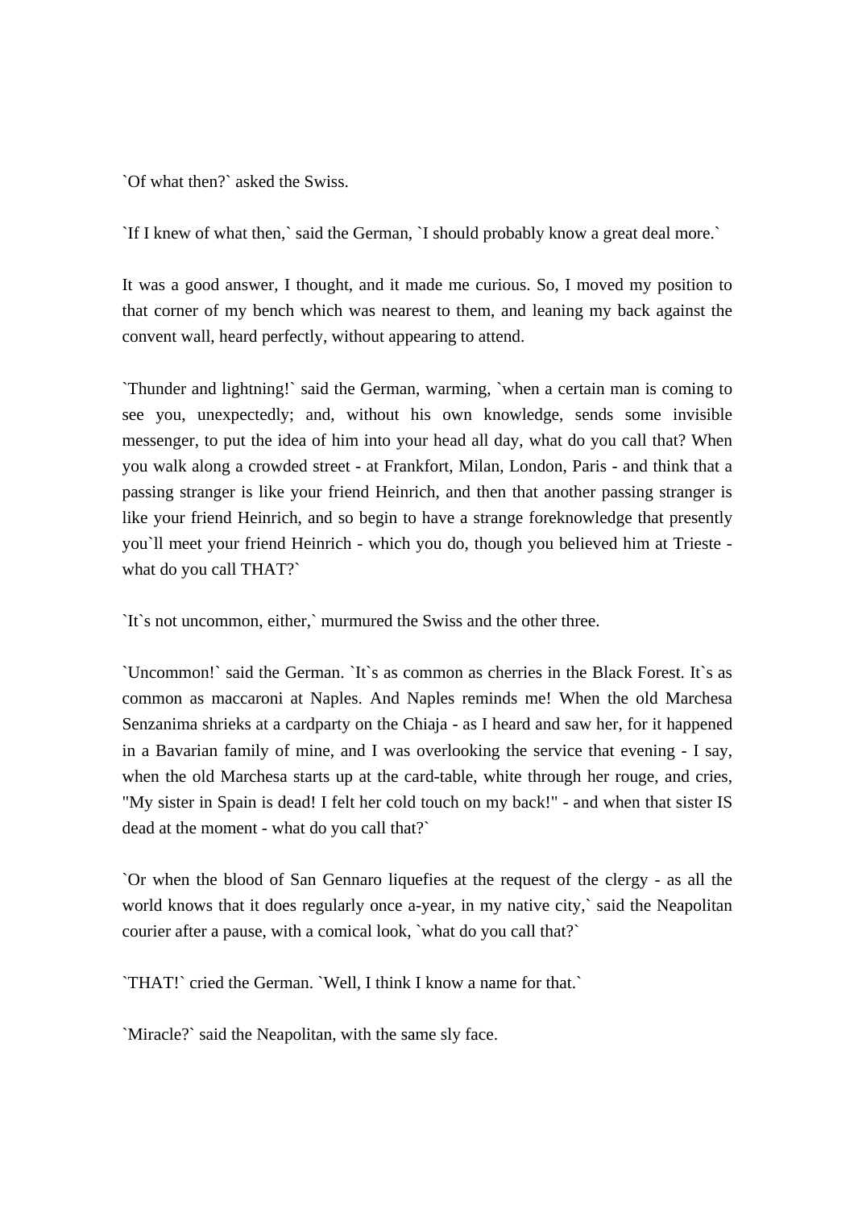`Of what then?` asked the Swiss.

`If I knew of what then,` said the German, `I should probably know a great deal more.`

It was a good answer, I thought, and it made me curious. So, I moved my position to that corner of my bench which was nearest to them, and leaning my back against the convent wall, heard perfectly, without appearing to attend.

`Thunder and lightning!` said the German, warming, `when a certain man is coming to see you, unexpectedly; and, without his own knowledge, sends some invisible messenger, to put the idea of him into your head all day, what do you call that? When you walk along a crowded street - at Frankfort, Milan, London, Paris - and think that a passing stranger is like your friend Heinrich, and then that another passing stranger is like your friend Heinrich, and so begin to have a strange foreknowledge that presently you`ll meet your friend Heinrich - which you do, though you believed him at Trieste - what do you call THAT?`

`It`s not uncommon, either,` murmured the Swiss and the other three.

`Uncommon!` said the German. `It`s as common as cherries in the Black Forest. It`s as common as maccaroni at Naples. And Naples reminds me! When the old Marchesa Senzanima shrieks at a cardparty on the Chiaja - as I heard and saw her, for it happened in a Bavarian family of mine, and I was overlooking the service that evening - I say, when the old Marchesa starts up at the card-table, white through her rouge, and cries, "My sister in Spain is dead! I felt her cold touch on my back!" - and when that sister IS dead at the moment - what do you call that?`

`Or when the blood of San Gennaro liquefies at the request of the clergy - as all the world knows that it does regularly once a-year, in my native city,` said the Neapolitan courier after a pause, with a comical look, `what do you call that?`

`THAT!` cried the German. `Well, I think I know a name for that.`

`Miracle?` said the Neapolitan, with the same sly face.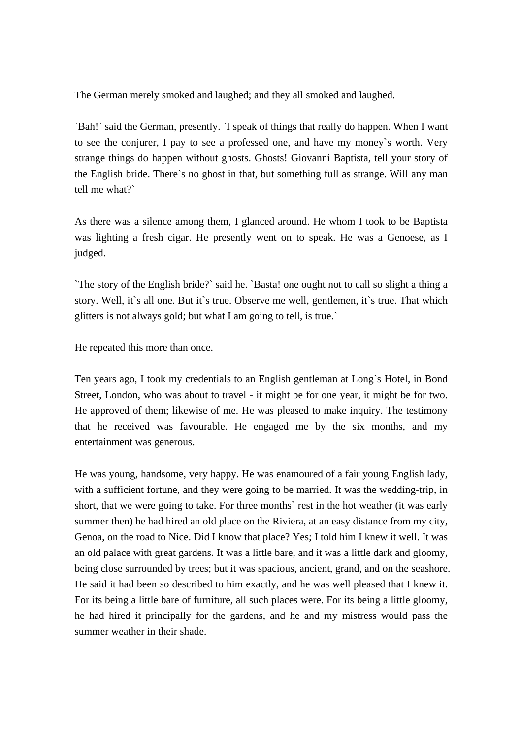The German merely smoked and laughed; and they all smoked and laughed.

`Bah!` said the German, presently. `I speak of things that really do happen. When I want to see the conjurer, I pay to see a professed one, and have my money`s worth. Very strange things do happen without ghosts. Ghosts! Giovanni Baptista, tell your story of the English bride. There`s no ghost in that, but something full as strange. Will any man tell me what?`

As there was a silence among them, I glanced around. He whom I took to be Baptista was lighting a fresh cigar. He presently went on to speak. He was a Genoese, as I judged.

`The story of the English bride?` said he. `Basta! one ought not to call so slight a thing a story. Well, it`s all one. But it`s true. Observe me well, gentlemen, it`s true. That which glitters is not always gold; but what I am going to tell, is true.`

He repeated this more than once.

Ten years ago, I took my credentials to an English gentleman at Long`s Hotel, in Bond Street, London, who was about to travel - it might be for one year, it might be for two. He approved of them; likewise of me. He was pleased to make inquiry. The testimony that he received was favourable. He engaged me by the six months, and my entertainment was generous.

He was young, handsome, very happy. He was enamoured of a fair young English lady, with a sufficient fortune, and they were going to be married. It was the wedding-trip, in short, that we were going to take. For three months` rest in the hot weather (it was early summer then) he had hired an old place on the Riviera, at an easy distance from my city, Genoa, on the road to Nice. Did I know that place? Yes; I told him I knew it well. It was an old palace with great gardens. It was a little bare, and it was a little dark and gloomy, being close surrounded by trees; but it was spacious, ancient, grand, and on the seashore. He said it had been so described to him exactly, and he was well pleased that I knew it. For its being a little bare of furniture, all such places were. For its being a little gloomy, he had hired it principally for the gardens, and he and my mistress would pass the summer weather in their shade.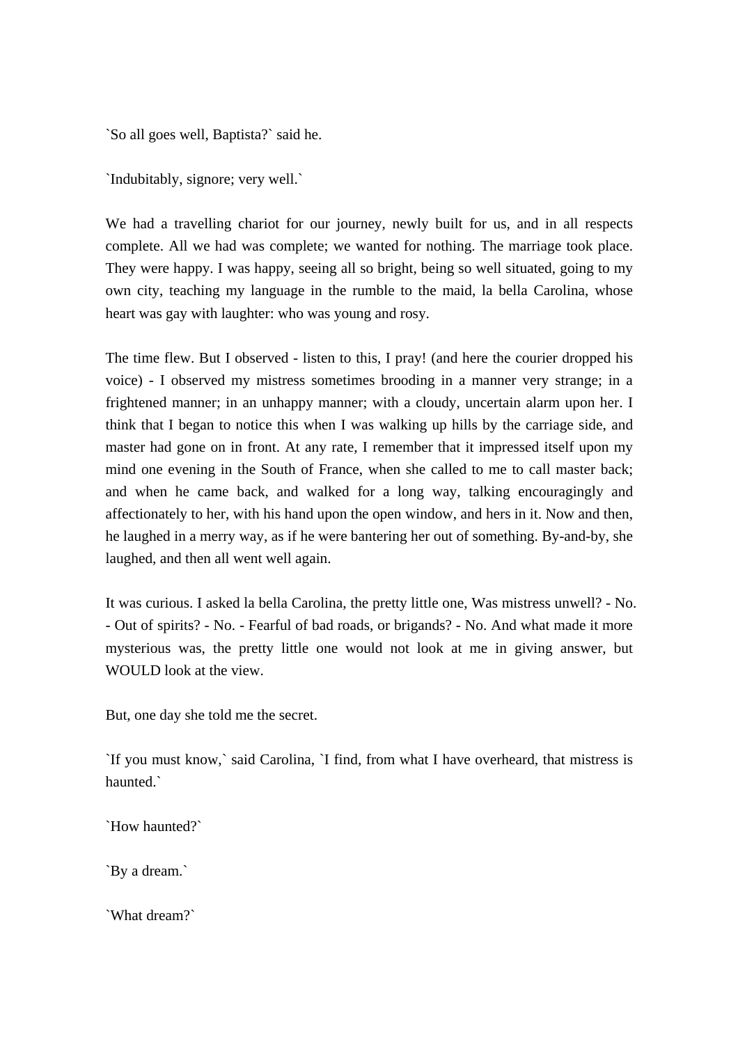`So all goes well, Baptista?` said he.

`Indubitably, signore; very well.`

We had a travelling chariot for our journey, newly built for us, and in all respects complete. All we had was complete; we wanted for nothing. The marriage took place. They were happy. I was happy, seeing all so bright, being so well situated, going to my own city, teaching my language in the rumble to the maid, la bella Carolina, whose heart was gay with laughter: who was young and rosy.

The time flew. But I observed - listen to this, I pray! (and here the courier dropped his voice) - I observed my mistress sometimes brooding in a manner very strange; in a frightened manner; in an unhappy manner; with a cloudy, uncertain alarm upon her. I think that I began to notice this when I was walking up hills by the carriage side, and master had gone on in front. At any rate, I remember that it impressed itself upon my mind one evening in the South of France, when she called to me to call master back; and when he came back, and walked for a long way, talking encouragingly and affectionately to her, with his hand upon the open window, and hers in it. Now and then, he laughed in a merry way, as if he were bantering her out of something. By-and-by, she laughed, and then all went well again.

It was curious. I asked la bella Carolina, the pretty little one, Was mistress unwell? - No. - Out of spirits? - No. - Fearful of bad roads, or brigands? - No. And what made it more mysterious was, the pretty little one would not look at me in giving answer, but WOULD look at the view.

But, one day she told me the secret.

`If you must know,` said Carolina, `I find, from what I have overheard, that mistress is haunted.`

`How haunted?`

`By a dream.`

`What dream?`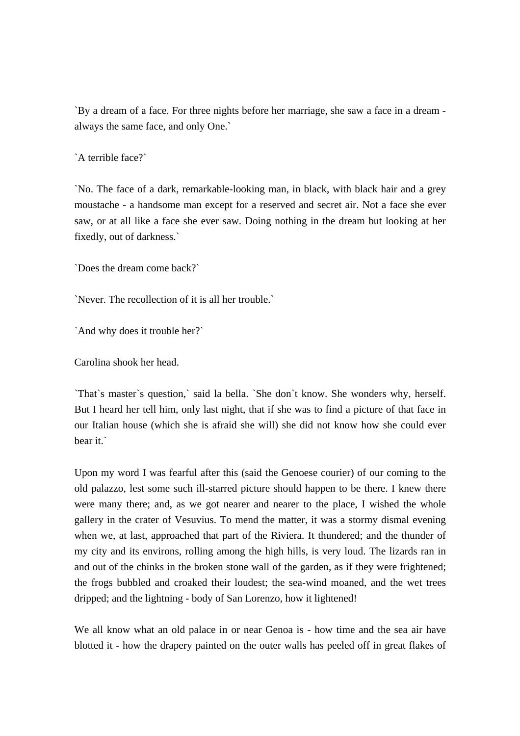`By a dream of a face. For three nights before her marriage, she saw a face in a dream - always the same face, and only One.`

`A terrible face?`

`No. The face of a dark, remarkable-looking man, in black, with black hair and a grey moustache - a handsome man except for a reserved and secret air. Not a face she ever saw, or at all like a face she ever saw. Doing nothing in the dream but looking at her fixedly, out of darkness.`

`Does the dream come back?`

`Never. The recollection of it is all her trouble.`

`And why does it trouble her?`

Carolina shook her head.

`That`s master`s question,` said la bella. `She don`t know. She wonders why, herself. But I heard her tell him, only last night, that if she was to find a picture of that face in our Italian house (which she is afraid she will) she did not know how she could ever bear it.`

Upon my word I was fearful after this (said the Genoese courier) of our coming to the old palazzo, lest some such ill-starred picture should happen to be there. I knew there were many there; and, as we got nearer and nearer to the place, I wished the whole gallery in the crater of Vesuvius. To mend the matter, it was a stormy dismal evening when we, at last, approached that part of the Riviera. It thundered; and the thunder of my city and its environs, rolling among the high hills, is very loud. The lizards ran in and out of the chinks in the broken stone wall of the garden, as if they were frightened; the frogs bubbled and croaked their loudest; the sea-wind moaned, and the wet trees dripped; and the lightning - body of San Lorenzo, how it lightened!

We all know what an old palace in or near Genoa is - how time and the sea air have blotted it - how the drapery painted on the outer walls has peeled off in great flakes of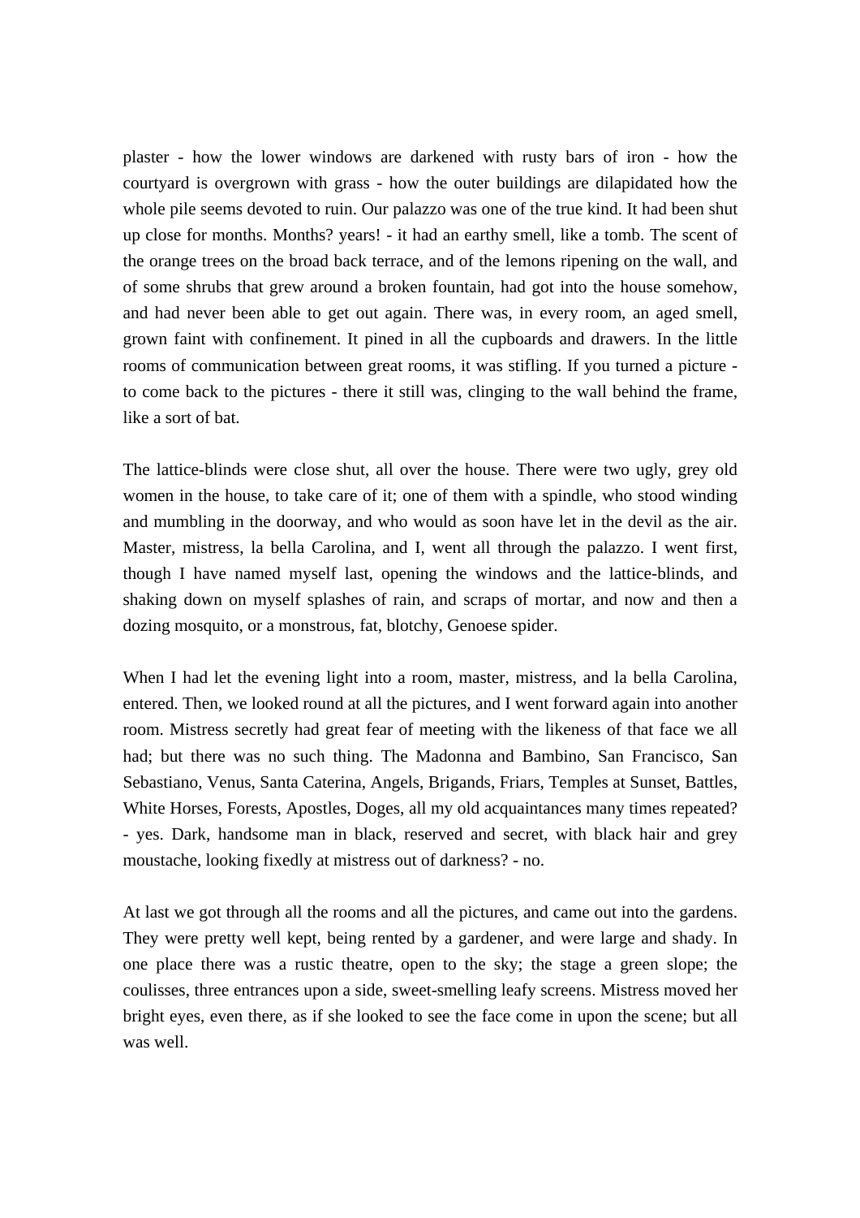plaster - how the lower windows are darkened with rusty bars of iron - how the courtyard is overgrown with grass - how the outer buildings are dilapidated how the whole pile seems devoted to ruin. Our palazzo was one of the true kind. It had been shut up close for months. Months? years! - it had an earthy smell, like a tomb. The scent of the orange trees on the broad back terrace, and of the lemons ripening on the wall, and of some shrubs that grew around a broken fountain, had got into the house somehow, and had never been able to get out again. There was, in every room, an aged smell, grown faint with confinement. It pined in all the cupboards and drawers. In the little rooms of communication between great rooms, it was stifling. If you turned a picture - to come back to the pictures - there it still was, clinging to the wall behind the frame, like a sort of bat.

The lattice-blinds were close shut, all over the house. There were two ugly, grey old women in the house, to take care of it; one of them with a spindle, who stood winding and mumbling in the doorway, and who would as soon have let in the devil as the air. Master, mistress, la bella Carolina, and I, went all through the palazzo. I went first, though I have named myself last, opening the windows and the lattice-blinds, and shaking down on myself splashes of rain, and scraps of mortar, and now and then a dozing mosquito, or a monstrous, fat, blotchy, Genoese spider.

When I had let the evening light into a room, master, mistress, and la bella Carolina, entered. Then, we looked round at all the pictures, and I went forward again into another room. Mistress secretly had great fear of meeting with the likeness of that face we all had; but there was no such thing. The Madonna and Bambino, San Francisco, San Sebastiano, Venus, Santa Caterina, Angels, Brigands, Friars, Temples at Sunset, Battles, White Horses, Forests, Apostles, Doges, all my old acquaintances many times repeated? - yes. Dark, handsome man in black, reserved and secret, with black hair and grey moustache, looking fixedly at mistress out of darkness? - no.

At last we got through all the rooms and all the pictures, and came out into the gardens. They were pretty well kept, being rented by a gardener, and were large and shady. In one place there was a rustic theatre, open to the sky; the stage a green slope; the coulisses, three entrances upon a side, sweet-smelling leafy screens. Mistress moved her bright eyes, even there, as if she looked to see the face come in upon the scene; but all was well.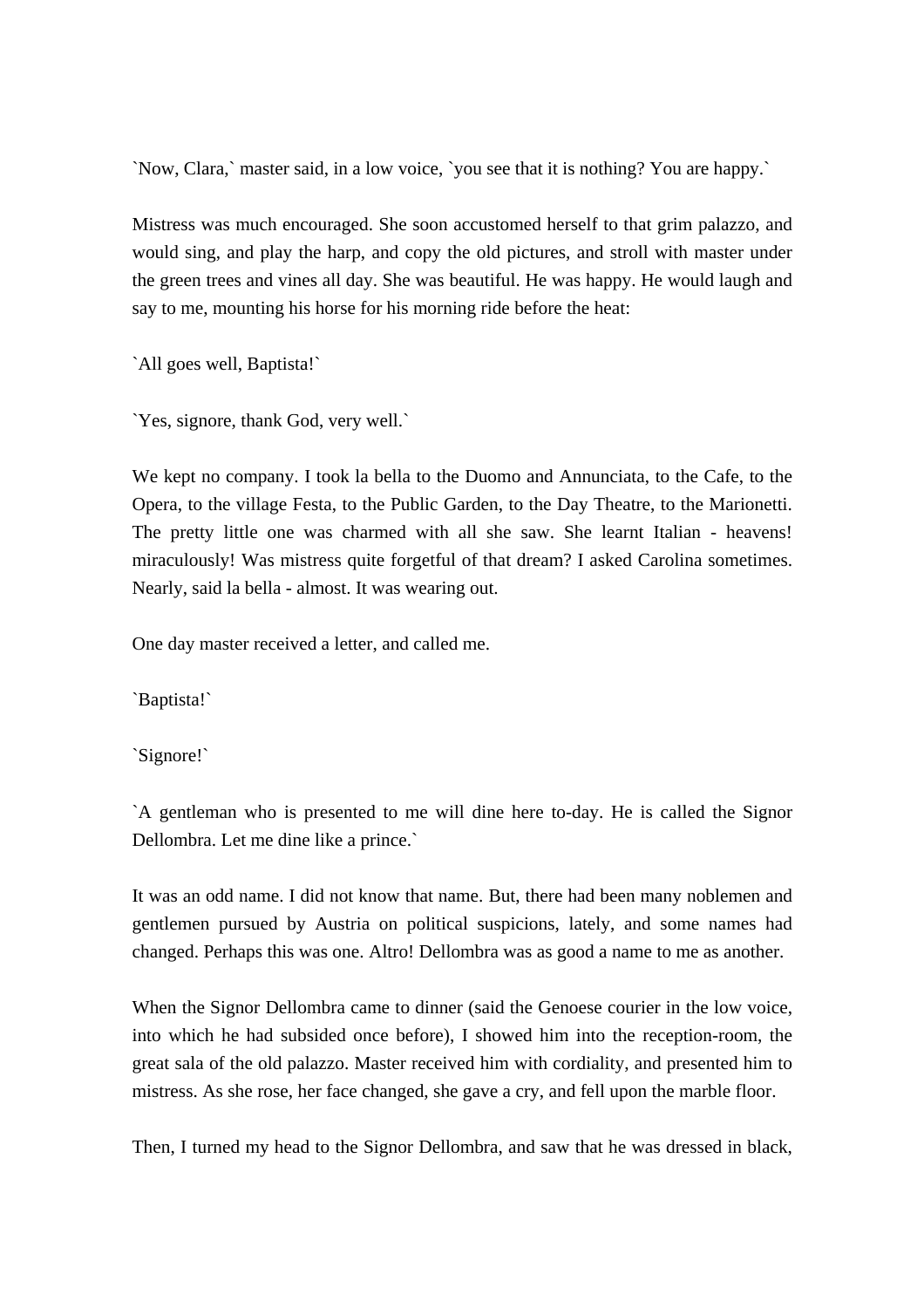`Now, Clara,` master said, in a low voice, `you see that it is nothing? You are happy.`

Mistress was much encouraged. She soon accustomed herself to that grim palazzo, and would sing, and play the harp, and copy the old pictures, and stroll with master under the green trees and vines all day. She was beautiful. He was happy. He would laugh and say to me, mounting his horse for his morning ride before the heat:

`All goes well, Baptista!`

`Yes, signore, thank God, very well.`

We kept no company. I took la bella to the Duomo and Annunciata, to the Cafe, to the Opera, to the village Festa, to the Public Garden, to the Day Theatre, to the Marionetti. The pretty little one was charmed with all she saw. She learnt Italian - heavens! miraculously! Was mistress quite forgetful of that dream? I asked Carolina sometimes. Nearly, said la bella - almost. It was wearing out.

One day master received a letter, and called me.

`Baptista!`

`Signore!`

`A gentleman who is presented to me will dine here to-day. He is called the Signor Dellombra. Let me dine like a prince.`

It was an odd name. I did not know that name. But, there had been many noblemen and gentlemen pursued by Austria on political suspicions, lately, and some names had changed. Perhaps this was one. Altro! Dellombra was as good a name to me as another.

When the Signor Dellombra came to dinner (said the Genoese courier in the low voice, into which he had subsided once before), I showed him into the reception-room, the great sala of the old palazzo. Master received him with cordiality, and presented him to mistress. As she rose, her face changed, she gave a cry, and fell upon the marble floor.

Then, I turned my head to the Signor Dellombra, and saw that he was dressed in black,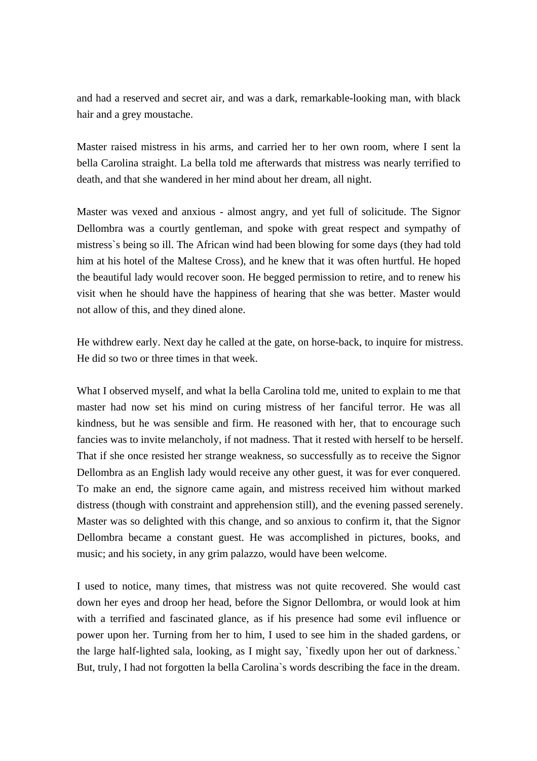and had a reserved and secret air, and was a dark, remarkable-looking man, with black hair and a grey moustache.

Master raised mistress in his arms, and carried her to her own room, where I sent la bella Carolina straight. La bella told me afterwards that mistress was nearly terrified to death, and that she wandered in her mind about her dream, all night.

Master was vexed and anxious - almost angry, and yet full of solicitude. The Signor Dellombra was a courtly gentleman, and spoke with great respect and sympathy of mistress`s being so ill. The African wind had been blowing for some days (they had told him at his hotel of the Maltese Cross), and he knew that it was often hurtful. He hoped the beautiful lady would recover soon. He begged permission to retire, and to renew his visit when he should have the happiness of hearing that she was better. Master would not allow of this, and they dined alone.

He withdrew early. Next day he called at the gate, on horse-back, to inquire for mistress. He did so two or three times in that week.

What I observed myself, and what la bella Carolina told me, united to explain to me that master had now set his mind on curing mistress of her fanciful terror. He was all kindness, but he was sensible and firm. He reasoned with her, that to encourage such fancies was to invite melancholy, if not madness. That it rested with herself to be herself. That if she once resisted her strange weakness, so successfully as to receive the Signor Dellombra as an English lady would receive any other guest, it was for ever conquered. To make an end, the signore came again, and mistress received him without marked distress (though with constraint and apprehension still), and the evening passed serenely. Master was so delighted with this change, and so anxious to confirm it, that the Signor Dellombra became a constant guest. He was accomplished in pictures, books, and music; and his society, in any grim palazzo, would have been welcome.

I used to notice, many times, that mistress was not quite recovered. She would cast down her eyes and droop her head, before the Signor Dellombra, or would look at him with a terrified and fascinated glance, as if his presence had some evil influence or power upon her. Turning from her to him, I used to see him in the shaded gardens, or the large half-lighted sala, looking, as I might say, `fixedly upon her out of darkness.` But, truly, I had not forgotten la bella Carolina`s words describing the face in the dream.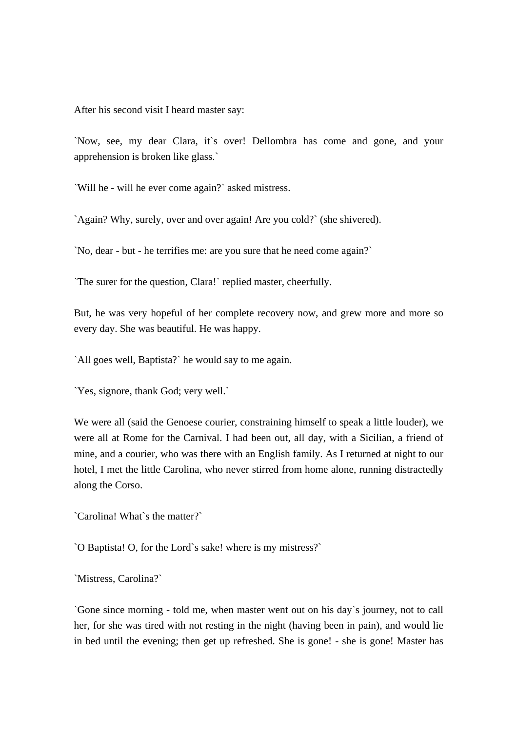After his second visit I heard master say:

`Now, see, my dear Clara, it`s over! Dellombra has come and gone, and your apprehension is broken like glass.`

`Will he - will he ever come again?` asked mistress.

`Again? Why, surely, over and over again! Are you cold?` (she shivered).

`No, dear - but - he terrifies me: are you sure that he need come again?`

`The surer for the question, Clara!` replied master, cheerfully.

But, he was very hopeful of her complete recovery now, and grew more and more so every day. She was beautiful. He was happy.

`All goes well, Baptista?` he would say to me again.

`Yes, signore, thank God; very well.`

We were all (said the Genoese courier, constraining himself to speak a little louder), we were all at Rome for the Carnival. I had been out, all day, with a Sicilian, a friend of mine, and a courier, who was there with an English family. As I returned at night to our hotel, I met the little Carolina, who never stirred from home alone, running distractedly along the Corso.

`Carolina! What`s the matter?`

`O Baptista! O, for the Lord`s sake! where is my mistress?`

`Mistress, Carolina?`

`Gone since morning - told me, when master went out on his day`s journey, not to call her, for she was tired with not resting in the night (having been in pain), and would lie in bed until the evening; then get up refreshed. She is gone! - she is gone! Master has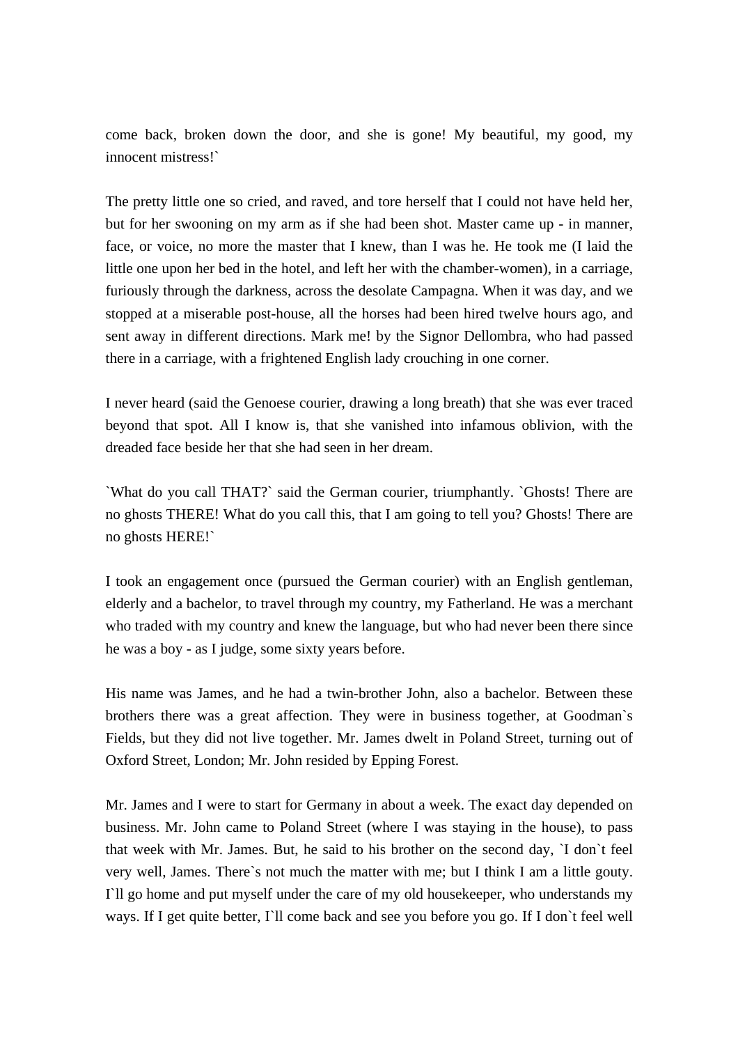come back, broken down the door, and she is gone! My beautiful, my good, my innocent mistress!`

The pretty little one so cried, and raved, and tore herself that I could not have held her, but for her swooning on my arm as if she had been shot. Master came up - in manner, face, or voice, no more the master that I knew, than I was he. He took me (I laid the little one upon her bed in the hotel, and left her with the chamber-women), in a carriage, furiously through the darkness, across the desolate Campagna. When it was day, and we stopped at a miserable post-house, all the horses had been hired twelve hours ago, and sent away in different directions. Mark me! by the Signor Dellombra, who had passed there in a carriage, with a frightened English lady crouching in one corner.

I never heard (said the Genoese courier, drawing a long breath) that she was ever traced beyond that spot. All I know is, that she vanished into infamous oblivion, with the dreaded face beside her that she had seen in her dream.

`What do you call THAT?` said the German courier, triumphantly. `Ghosts! There are no ghosts THERE! What do you call this, that I am going to tell you? Ghosts! There are no ghosts HERE!`

I took an engagement once (pursued the German courier) with an English gentleman, elderly and a bachelor, to travel through my country, my Fatherland. He was a merchant who traded with my country and knew the language, but who had never been there since he was a boy - as I judge, some sixty years before.

His name was James, and he had a twin-brother John, also a bachelor. Between these brothers there was a great affection. They were in business together, at Goodman`s Fields, but they did not live together. Mr. James dwelt in Poland Street, turning out of Oxford Street, London; Mr. John resided by Epping Forest.

Mr. James and I were to start for Germany in about a week. The exact day depended on business. Mr. John came to Poland Street (where I was staying in the house), to pass that week with Mr. James. But, he said to his brother on the second day, `I don`t feel very well, James. There`s not much the matter with me; but I think I am a little gouty. I`ll go home and put myself under the care of my old housekeeper, who understands my ways. If I get quite better, I`ll come back and see you before you go. If I don`t feel well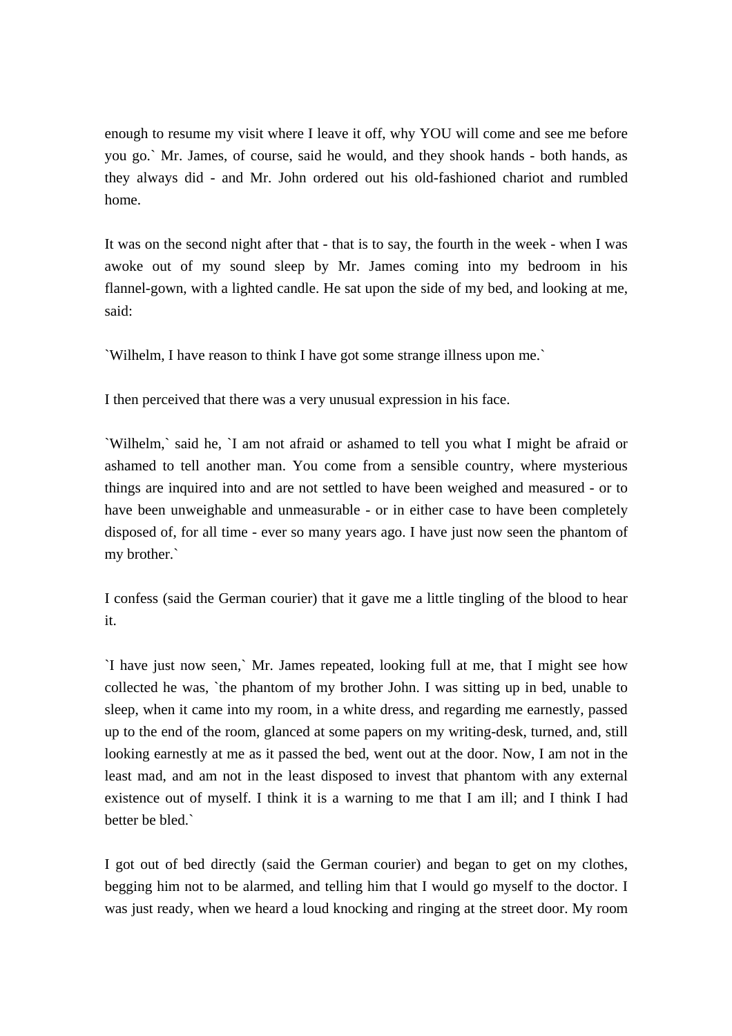enough to resume my visit where I leave it off, why YOU will come and see me before you go.` Mr. James, of course, said he would, and they shook hands - both hands, as they always did - and Mr. John ordered out his old-fashioned chariot and rumbled home.

It was on the second night after that - that is to say, the fourth in the week - when I was awoke out of my sound sleep by Mr. James coming into my bedroom in his flannel-gown, with a lighted candle. He sat upon the side of my bed, and looking at me, said:

`Wilhelm, I have reason to think I have got some strange illness upon me.`

I then perceived that there was a very unusual expression in his face.

`Wilhelm,` said he, `I am not afraid or ashamed to tell you what I might be afraid or ashamed to tell another man. You come from a sensible country, where mysterious things are inquired into and are not settled to have been weighed and measured - or to have been unweighable and unmeasurable - or in either case to have been completely disposed of, for all time - ever so many years ago. I have just now seen the phantom of my brother.`

I confess (said the German courier) that it gave me a little tingling of the blood to hear it.

`I have just now seen,` Mr. James repeated, looking full at me, that I might see how collected he was, `the phantom of my brother John. I was sitting up in bed, unable to sleep, when it came into my room, in a white dress, and regarding me earnestly, passed up to the end of the room, glanced at some papers on my writing-desk, turned, and, still looking earnestly at me as it passed the bed, went out at the door. Now, I am not in the least mad, and am not in the least disposed to invest that phantom with any external existence out of myself. I think it is a warning to me that I am ill; and I think I had better be bled.`

I got out of bed directly (said the German courier) and began to get on my clothes, begging him not to be alarmed, and telling him that I would go myself to the doctor. I was just ready, when we heard a loud knocking and ringing at the street door. My room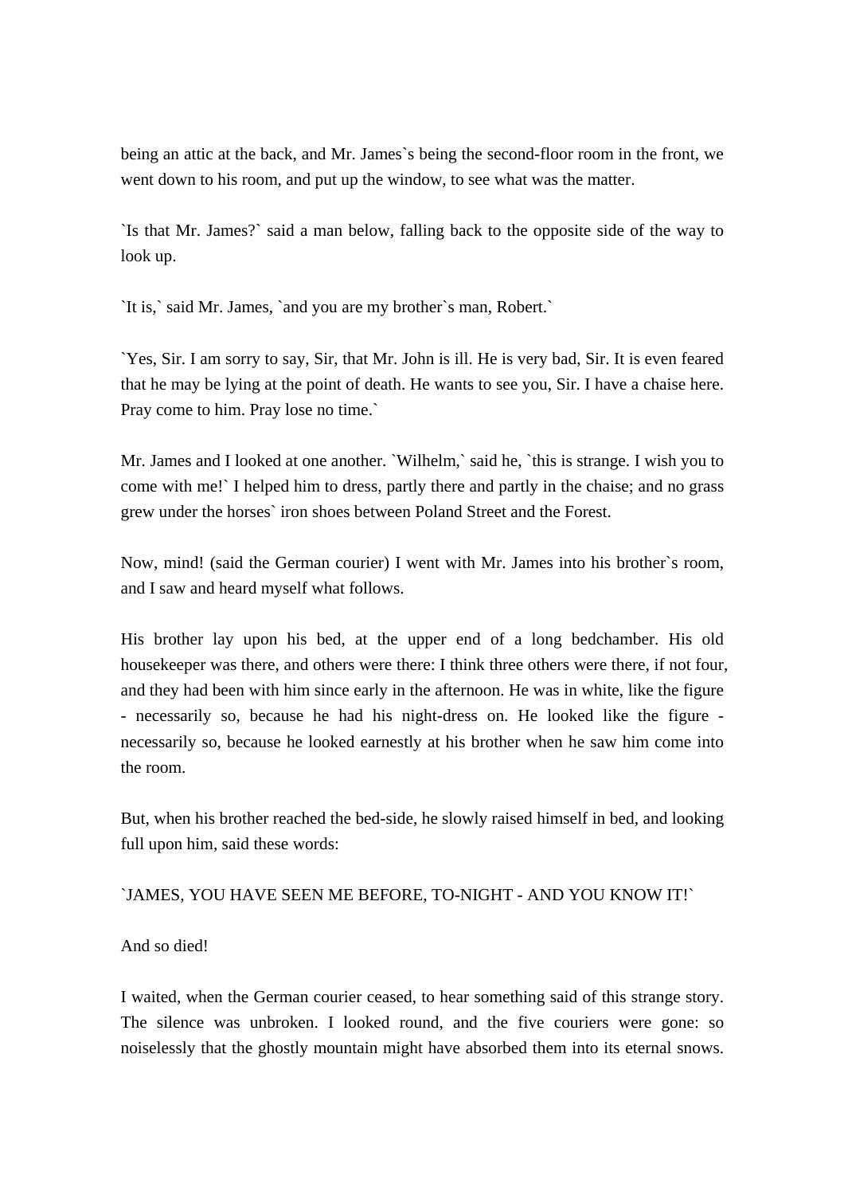being an attic at the back, and Mr. James`s being the second-floor room in the front, we went down to his room, and put up the window, to see what was the matter.

`Is that Mr. James?` said a man below, falling back to the opposite side of the way to look up.

`It is,` said Mr. James, `and you are my brother`s man, Robert.`

`Yes, Sir. I am sorry to say, Sir, that Mr. John is ill. He is very bad, Sir. It is even feared that he may be lying at the point of death. He wants to see you, Sir. I have a chaise here. Pray come to him. Pray lose no time.`

Mr. James and I looked at one another. `Wilhelm,` said he, `this is strange. I wish you to come with me!` I helped him to dress, partly there and partly in the chaise; and no grass grew under the horses` iron shoes between Poland Street and the Forest.

Now, mind! (said the German courier) I went with Mr. James into his brother`s room, and I saw and heard myself what follows.

His brother lay upon his bed, at the upper end of a long bedchamber. His old housekeeper was there, and others were there: I think three others were there, if not four, and they had been with him since early in the afternoon. He was in white, like the figure - necessarily so, because he had his night-dress on. He looked like the figure - necessarily so, because he looked earnestly at his brother when he saw him come into the room.

But, when his brother reached the bed-side, he slowly raised himself in bed, and looking full upon him, said these words:

`JAMES, YOU HAVE SEEN ME BEFORE, TO-NIGHT - AND YOU KNOW IT!`

And so died!

I waited, when the German courier ceased, to hear something said of this strange story. The silence was unbroken. I looked round, and the five couriers were gone: so noiselessly that the ghostly mountain might have absorbed them into its eternal snows.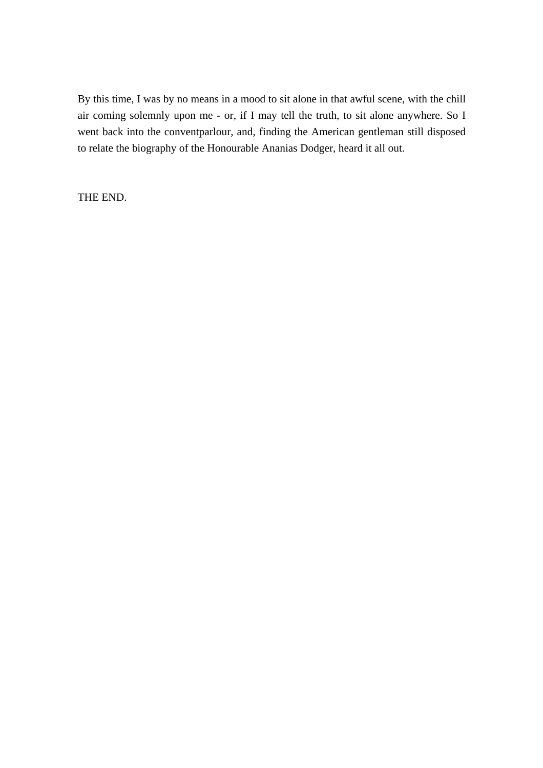By this time, I was by no means in a mood to sit alone in that awful scene, with the chill air coming solemnly upon me - or, if I may tell the truth, to sit alone anywhere. So I went back into the conventparlour, and, finding the American gentleman still disposed to relate the biography of the Honourable Ananias Dodger, heard it all out.

THE END.